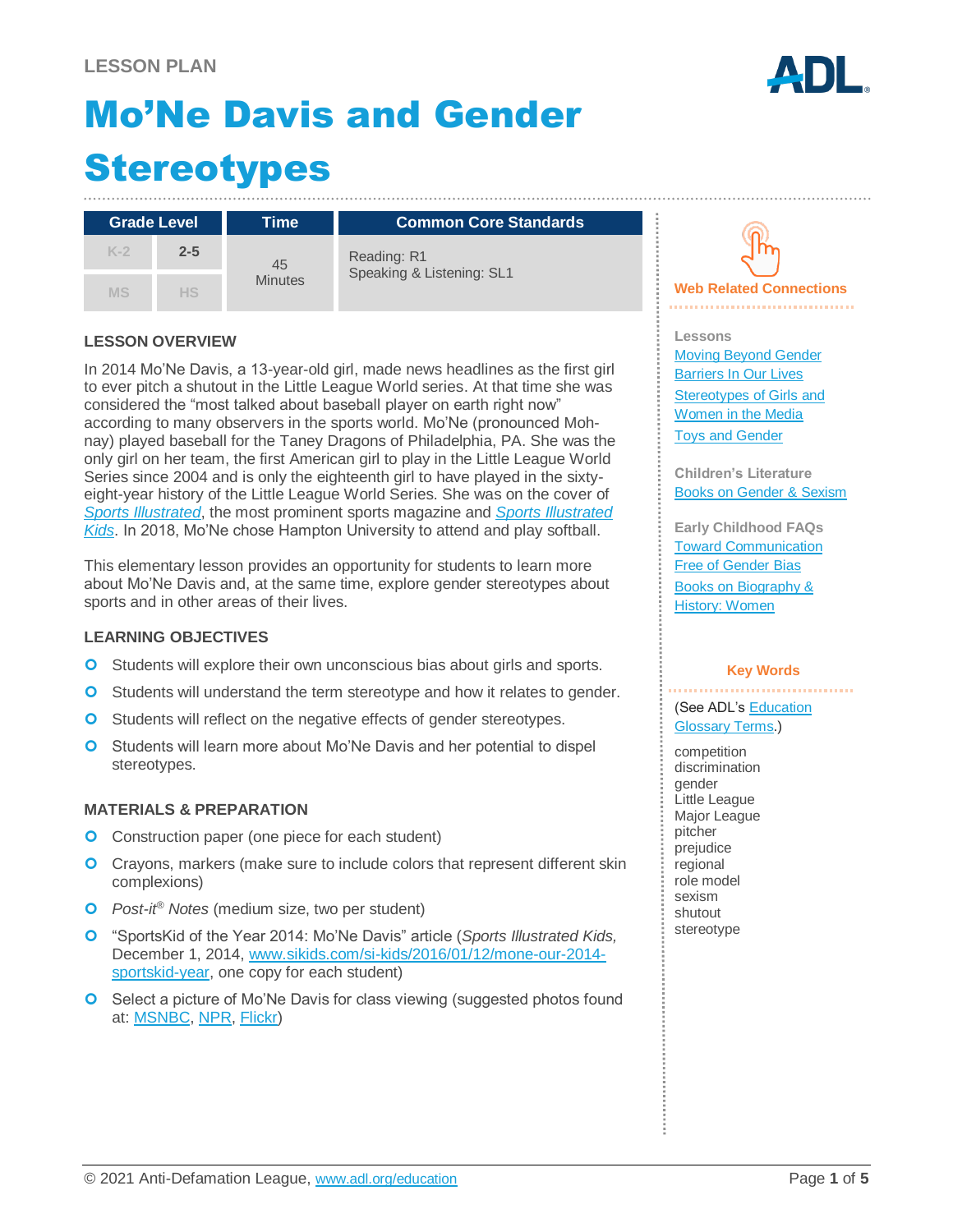LESSON PLAN

# Mo'Ne Davis and Gender Stereotypes

| Grade Level | | Time | Common Core Standards |
|---|---|---|---|
| K-2 | 2-5 | 45 Minutes | Reading: R1<br>Speaking & Listening: SL1 |
| MS | HS | | |

## LESSON OVERVIEW

In 2014 Mo'Ne Davis, a 13-year-old girl, made news headlines as the first girl to ever pitch a shutout in the Little League World series. At that time she was considered the "most talked about baseball player on earth right now" according to many observers in the sports world. Mo'Ne (pronounced Moh-nay) played baseball for the Taney Dragons of Philadelphia, PA. She was the only girl on her team, the first American girl to play in the Little League World Series since 2004 and is only the eighteenth girl to have played in the sixty-eight-year history of the Little League World Series. She was on the cover of *Sports Illustrated*, the most prominent sports magazine and *Sports Illustrated Kids*. In 2018, Mo'Ne chose Hampton University to attend and play softball.

This elementary lesson provides an opportunity for students to learn more about Mo'Ne Davis and, at the same time, explore gender stereotypes about sports and in other areas of their lives.

## LEARNING OBJECTIVES

- Students will explore their own unconscious bias about girls and sports.
- Students will understand the term stereotype and how it relates to gender.
- Students will reflect on the negative effects of gender stereotypes.
- Students will learn more about Mo'Ne Davis and her potential to dispel stereotypes.

## MATERIALS & PREPARATION

- Construction paper (one piece for each student)
- Crayons, markers (make sure to include colors that represent different skin complexions)
- *Post-it® Notes* (medium size, two per student)
- "SportsKid of the Year 2014: Mo'Ne Davis" article (*Sports Illustrated Kids,* December 1, 2014, www.sikids.com/si-kids/2016/01/12/mone-our-2014-sportskid-year, one copy for each student)
- Select a picture of Mo'Ne Davis for class viewing (suggested photos found at: MSNBC, NPR, Flickr)

### Web Related Connections

**Lessons**

- Moving Beyond Gender Barriers In Our Lives
- Stereotypes of Girls and Women in the Media
- Toys and Gender

**Children's Literature**

- Books on Gender & Sexism

**Early Childhood FAQs**

- Toward Communication Free of Gender Bias
- Books on Biography & History: Women

### Key Words

(See ADL's Education Glossary Terms.)

competition
discrimination
gender
Little League
Major League
pitcher
prejudice
regional
role model
sexism
shutout
stereotype

© 2021 Anti-Defamation League, www.adl.org/education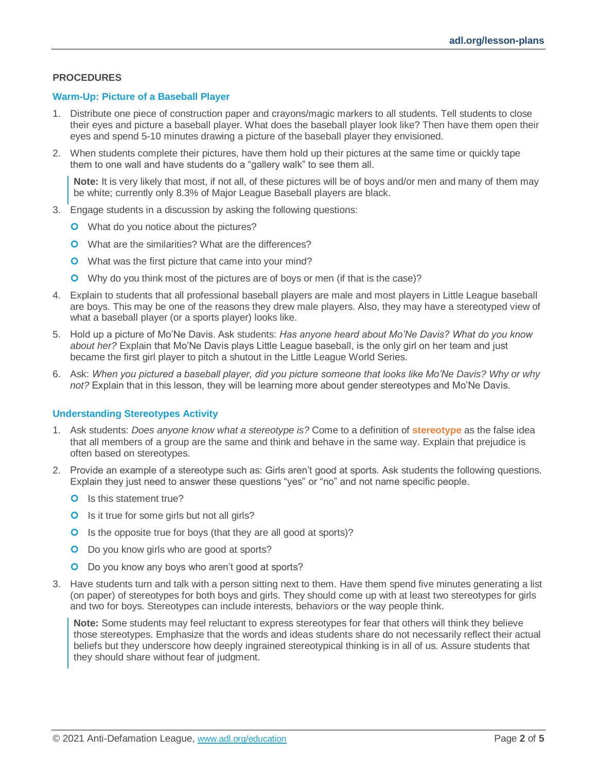## PROCEDURES

### Warm-Up: Picture of a Baseball Player

1. Distribute one piece of construction paper and crayons/magic markers to all students. Tell students to close their eyes and picture a baseball player. What does the baseball player look like? Then have them open their eyes and spend 5-10 minutes drawing a picture of the baseball player they envisioned.

2. When students complete their pictures, have them hold up their pictures at the same time or quickly tape them to one wall and have students do a "gallery walk" to see them all.

   > **Note:** It is very likely that most, if not all, of these pictures will be of boys and/or men and many of them may be white; currently only 8.3% of Major League Baseball players are black.

3. Engage students in a discussion by asking the following questions:
   - What do you notice about the pictures?
   - What are the similarities? What are the differences?
   - What was the first picture that came into your mind?
   - Why do you think most of the pictures are of boys or men (if that is the case)?

4. Explain to students that all professional baseball players are male and most players in Little League baseball are boys. This may be one of the reasons they drew male players. Also, they may have a stereotyped view of what a baseball player (or a sports player) looks like.

5. Hold up a picture of Mo'Ne Davis. Ask students: *Has anyone heard about Mo'Ne Davis? What do you know about her?* Explain that Mo'Ne Davis plays Little League baseball, is the only girl on her team and just became the first girl player to pitch a shutout in the Little League World Series.

6. Ask: *When you pictured a baseball player, did you picture someone that looks like Mo'Ne Davis? Why or why not?* Explain that in this lesson, they will be learning more about gender stereotypes and Mo'Ne Davis.

### Understanding Stereotypes Activity

1. Ask students: *Does anyone know what a stereotype is?* Come to a definition of **stereotype** as the false idea that all members of a group are the same and think and behave in the same way. Explain that prejudice is often based on stereotypes.

2. Provide an example of a stereotype such as: Girls aren't good at sports. Ask students the following questions. Explain they just need to answer these questions "yes" or "no" and not name specific people.
   - Is this statement true?
   - Is it true for some girls but not all girls?
   - Is the opposite true for boys (that they are all good at sports)?
   - Do you know girls who are good at sports?
   - Do you know any boys who aren't good at sports?

3. Have students turn and talk with a person sitting next to them. Have them spend five minutes generating a list (on paper) of stereotypes for both boys and girls. They should come up with at least two stereotypes for girls and two for boys. Stereotypes can include interests, behaviors or the way people think.

   > **Note:** Some students may feel reluctant to express stereotypes for fear that others will think they believe those stereotypes. Emphasize that the words and ideas students share do not necessarily reflect their actual beliefs but they underscore how deeply ingrained stereotypical thinking is in all of us. Assure students that they should share without fear of judgment.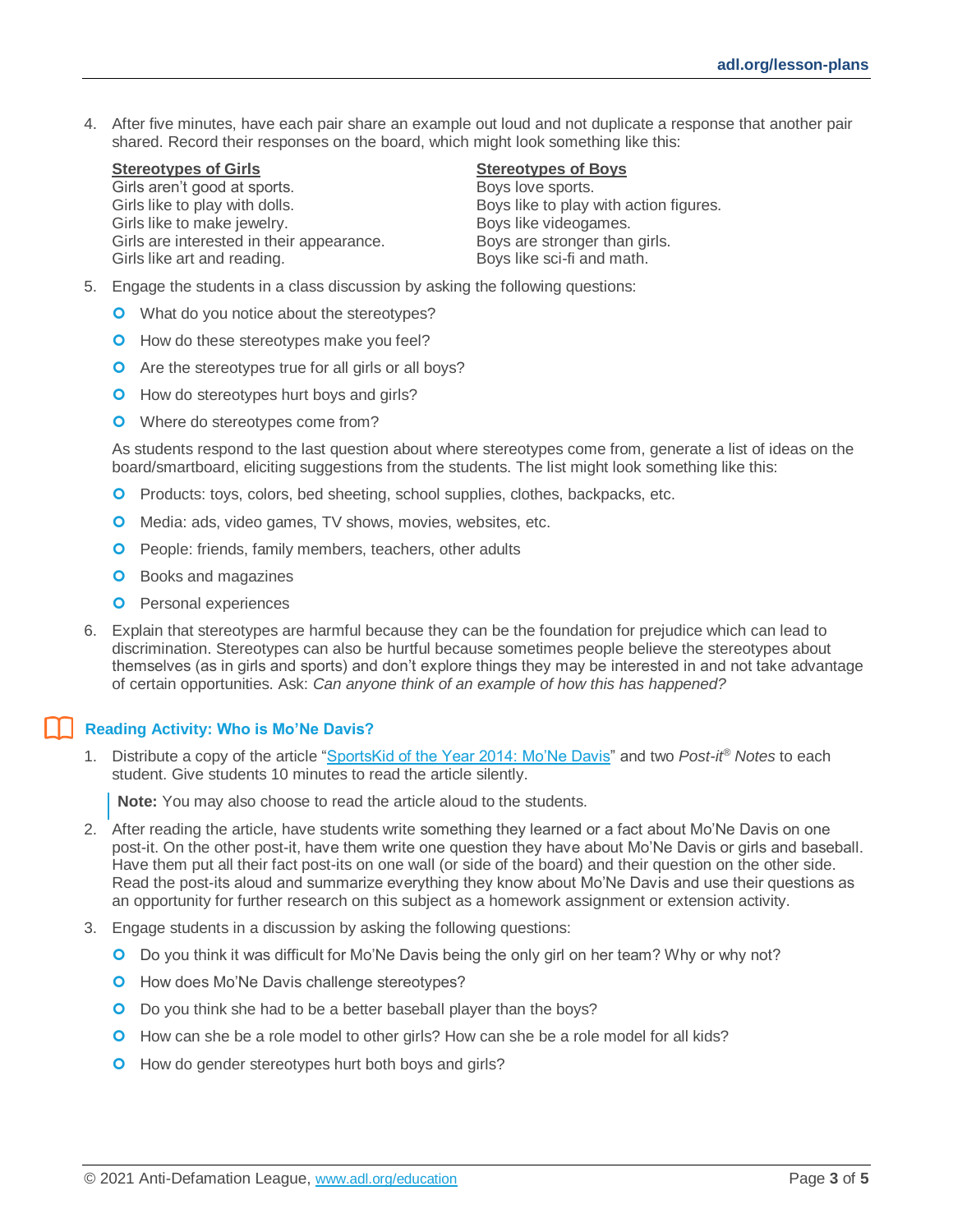4. After five minutes, have each pair share an example out loud and not duplicate a response that another pair shared. Record their responses on the board, which might look something like this:

| Stereotypes of Girls | Stereotypes of Boys |
|---|---|
| Girls aren't good at sports. | Boys love sports. |
| Girls like to play with dolls. | Boys like to play with action figures. |
| Girls like to make jewelry. | Boys like videogames. |
| Girls are interested in their appearance. | Boys are stronger than girls. |
| Girls like art and reading. | Boys like sci-fi and math. |

5. Engage the students in a class discussion by asking the following questions:
   - What do you notice about the stereotypes?
   - How do these stereotypes make you feel?
   - Are the stereotypes true for all girls or all boys?
   - How do stereotypes hurt boys and girls?
   - Where do stereotypes come from?

   As students respond to the last question about where stereotypes come from, generate a list of ideas on the board/smartboard, eliciting suggestions from the students. The list might look something like this:
   - Products: toys, colors, bed sheeting, school supplies, clothes, backpacks, etc.
   - Media: ads, video games, TV shows, movies, websites, etc.
   - People: friends, family members, teachers, other adults
   - Books and magazines
   - Personal experiences

6. Explain that stereotypes are harmful because they can be the foundation for prejudice which can lead to discrimination. Stereotypes can also be hurtful because sometimes people believe the stereotypes about themselves (as in girls and sports) and don't explore things they may be interested in and not take advantage of certain opportunities. Ask: *Can anyone think of an example of how this has happened?*

### Reading Activity: Who is Mo'Ne Davis?

1. Distribute a copy of the article "SportsKid of the Year 2014: Mo'Ne Davis" and two *Post-it® Notes* to each student. Give students 10 minutes to read the article silently.

   > **Note:** You may also choose to read the article aloud to the students.

2. After reading the article, have students write something they learned or a fact about Mo'Ne Davis on one post-it. On the other post-it, have them write one question they have about Mo'Ne Davis or girls and baseball. Have them put all their fact post-its on one wall (or side of the board) and their question on the other side. Read the post-its aloud and summarize everything they know about Mo'Ne Davis and use their questions as an opportunity for further research on this subject as a homework assignment or extension activity.

3. Engage students in a discussion by asking the following questions:
   - Do you think it was difficult for Mo'Ne Davis being the only girl on her team? Why or why not?
   - How does Mo'Ne Davis challenge stereotypes?
   - Do you think she had to be a better baseball player than the boys?
   - How can she be a role model to other girls? How can she be a role model for all kids?
   - How do gender stereotypes hurt both boys and girls?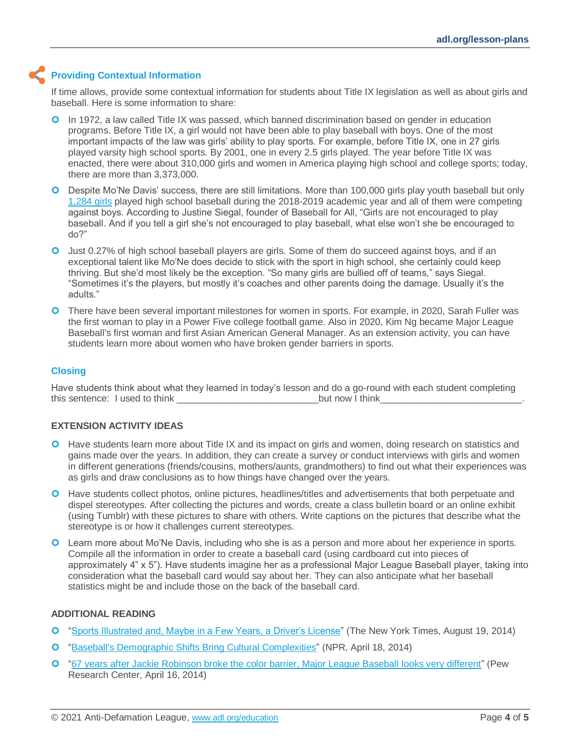### Providing Contextual Information

If time allows, provide some contextual information for students about Title IX legislation as well as about girls and baseball. Here is some information to share:

- In 1972, a law called Title IX was passed, which banned discrimination based on gender in education programs. Before Title IX, a girl would not have been able to play baseball with boys. One of the most important impacts of the law was girls' ability to play sports. For example, before Title IX, one in 27 girls played varsity high school sports. By 2001, one in every 2.5 girls played. The year before Title IX was enacted, there were about 310,000 girls and women in America playing high school and college sports; today, there are more than 3,373,000.
- Despite Mo'Ne Davis' success, there are still limitations. More than 100,000 girls play youth baseball but only 1,284 girls played high school baseball during the 2018-2019 academic year and all of them were competing against boys. According to Justine Siegal, founder of Baseball for All, "Girls are not encouraged to play baseball. And if you tell a girl she's not encouraged to play baseball, what else won't she be encouraged to do?"
- Just 0.27% of high school baseball players are girls. Some of them do succeed against boys, and if an exceptional talent like Mo'Ne does decide to stick with the sport in high school, she certainly could keep thriving. But she'd most likely be the exception. "So many girls are bullied off of teams," says Siegal. "Sometimes it's the players, but mostly it's coaches and other parents doing the damage. Usually it's the adults."
- There have been several important milestones for women in sports. For example, in 2020, Sarah Fuller was the first woman to play in a Power Five college football game. Also in 2020, Kim Ng became Major League Baseball's first woman and first Asian American General Manager. As an extension activity, you can have students learn more about women who have broken gender barriers in sports.

### Closing

Have students think about what they learned in today's lesson and do a go-round with each student completing this sentence: I used to think ___________________________but now I think___________________________.

### EXTENSION ACTIVITY IDEAS

- Have students learn more about Title IX and its impact on girls and women, doing research on statistics and gains made over the years. In addition, they can create a survey or conduct interviews with girls and women in different generations (friends/cousins, mothers/aunts, grandmothers) to find out what their experiences was as girls and draw conclusions as to how things have changed over the years.
- Have students collect photos, online pictures, headlines/titles and advertisements that both perpetuate and dispel stereotypes. After collecting the pictures and words, create a class bulletin board or an online exhibit (using Tumblr) with these pictures to share with others. Write captions on the pictures that describe what the stereotype is or how it challenges current stereotypes.
- Learn more about Mo'Ne Davis, including who she is as a person and more about her experience in sports. Compile all the information in order to create a baseball card (using cardboard cut into pieces of approximately 4" x 5"). Have students imagine her as a professional Major League Baseball player, taking into consideration what the baseball card would say about her. They can also anticipate what her baseball statistics might be and include those on the back of the baseball card.

### ADDITIONAL READING

- "Sports Illustrated and, Maybe in a Few Years, a Driver's License" (The New York Times, August 19, 2014)
- "Baseball's Demographic Shifts Bring Cultural Complexities" (NPR, April 18, 2014)
- "67 years after Jackie Robinson broke the color barrier, Major League Baseball looks very different" (Pew Research Center, April 16, 2014)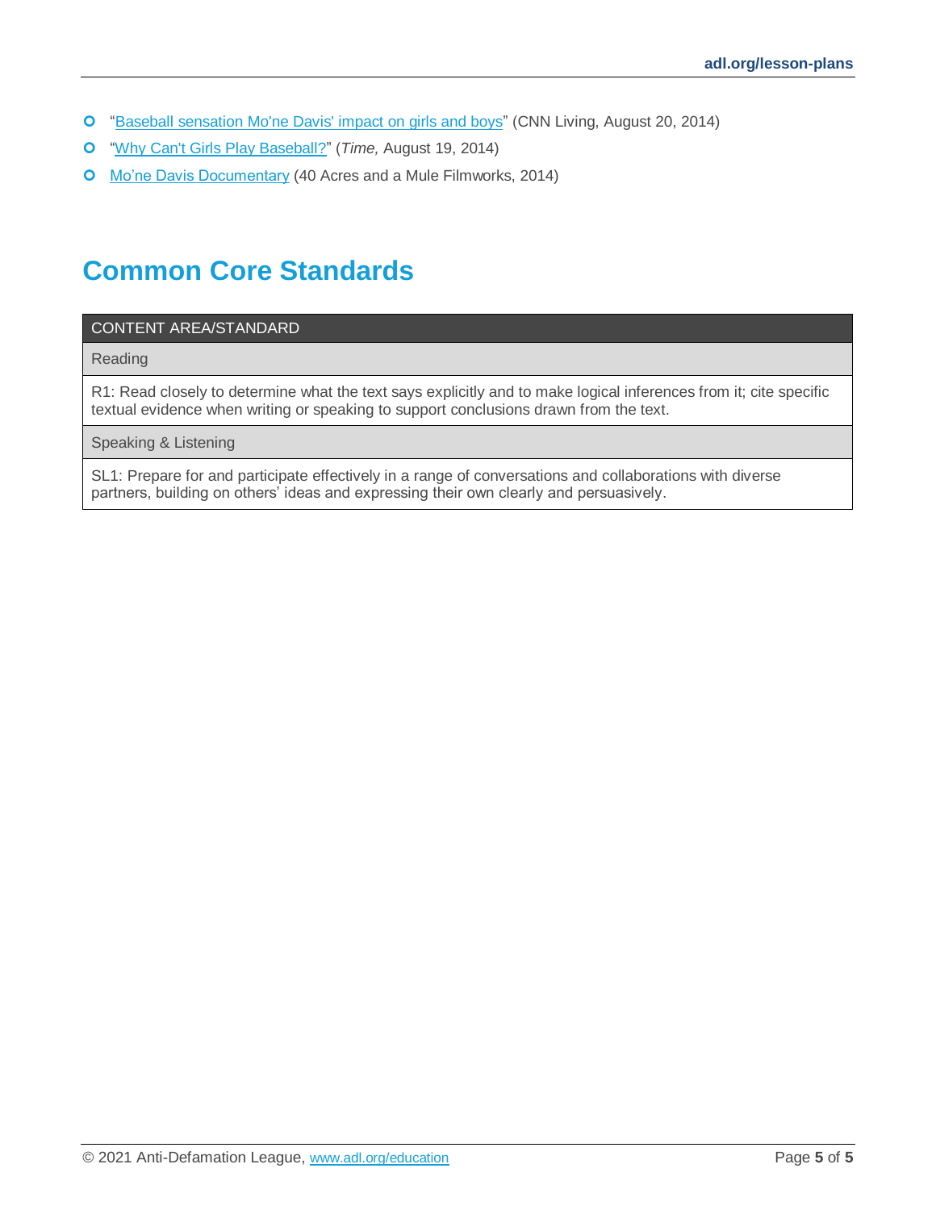- "Baseball sensation Mo'ne Davis' impact on girls and boys" (CNN Living, August 20, 2014)
- "Why Can't Girls Play Baseball?" (*Time,* August 19, 2014)
- Mo'ne Davis Documentary (40 Acres and a Mule Filmworks, 2014)

## Common Core Standards

| CONTENT AREA/STANDARD |
| --- |
| Reading |
| R1: Read closely to determine what the text says explicitly and to make logical inferences from it; cite specific textual evidence when writing or speaking to support conclusions drawn from the text. |
| Speaking & Listening |
| SL1: Prepare for and participate effectively in a range of conversations and collaborations with diverse partners, building on others' ideas and expressing their own clearly and persuasively. |